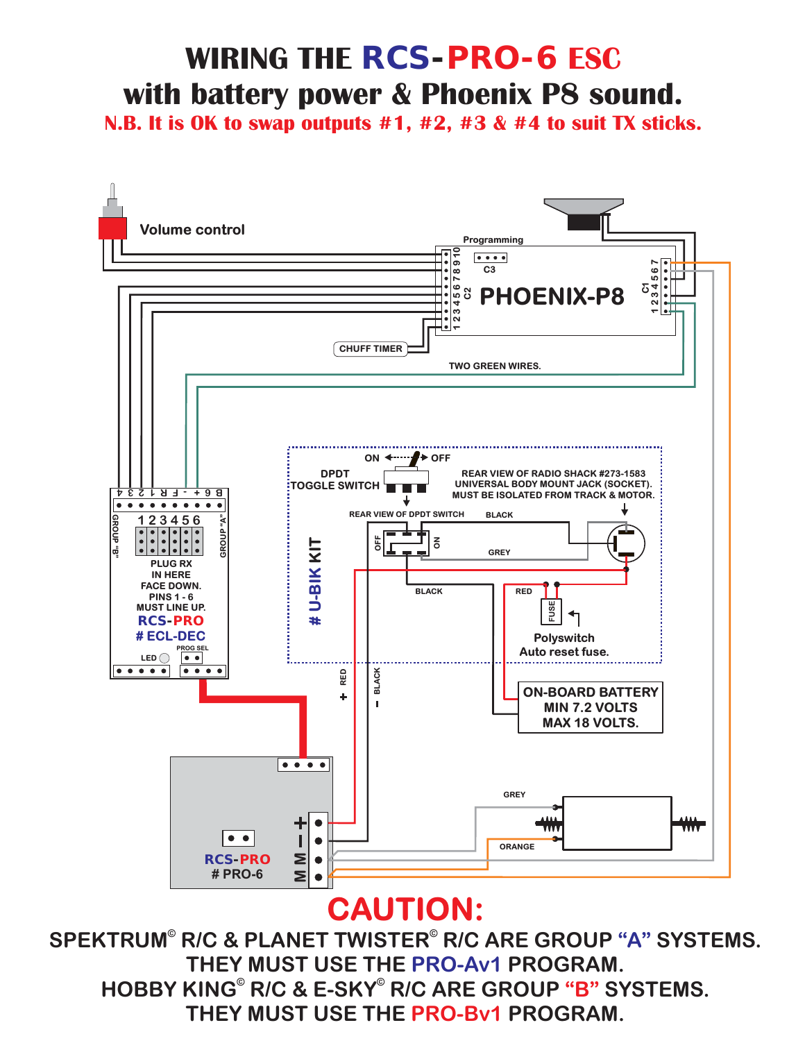# WIRING THE RCS-PRO-6 ESC with battery power & Phoenix P8 sound.

**N.B. It is OK to swap outputs #1, #2, #3 & #4 to suit TX sticks.**

Volume control

Programming

C3

C2

PHOENIX-P8

C1

1 2 3 4 5 6 7 8 9 10

1 2 3 4 5 6 7

CHUFF TIMER

TWO GREEN WIRES.

ON ◄------► OFF

DPDT TOGGLE SWITCH

REAR VIEW OF RADIO SHACK #273-1583 UNIVERSAL BODY MOUNT JACK (SOCKET). MUST BE ISOLATED FROM TRACK & MOTOR.

REAR VIEW OF DPDT SWITCH

BLACK

OFF ON

GREY

BLACK

RED

FUSE

Polyswitch Auto reset fuse.

# U-BIK KIT

4 3 2 1 R F - + 6 B

GROUP "B"

1 2 3 4 5 6

GROUP "A"

PLUG RX IN HERE FACE DOWN. PINS 1 - 6 MUST LINE UP.

RCS-PRO # ECL-DEC

PROG SEL

LED

+ RED

– BLACK

ON-BOARD BATTERY MIN 7.2 VOLTS MAX 18 VOLTS.

GREY

ORANGE

+ – M M

RCS-PRO # PRO-6

## CAUTION:

**SPEKTRUM© R/C & PLANET TWISTER© R/C ARE GROUP "A" SYSTEMS. THEY MUST USE THE PRO-Av1 PROGRAM.**

**HOBBY KING© R/C & E-SKY© R/C ARE GROUP "B" SYSTEMS. THEY MUST USE THE PRO-Bv1 PROGRAM.**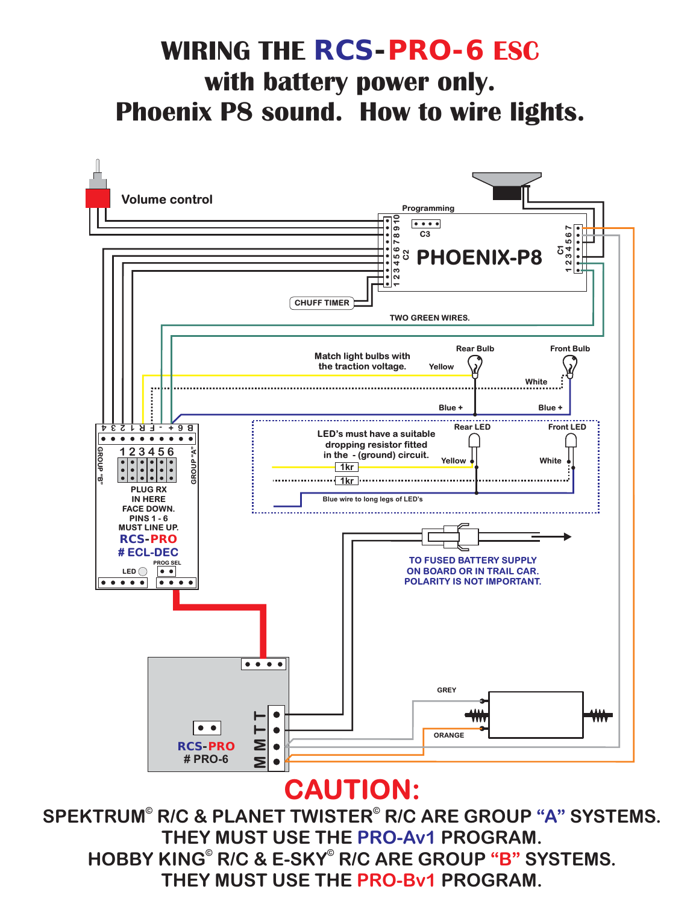# WIRING THE RCS-PRO-6 ESC with battery power only. Phoenix P8 sound. How to wire lights.

Volume control

Programming

C3

PHOENIX-P8

C2

C1

1 2 3 4 5 6 7 8 9 10

1 2 3 4 5 6 7

CHUFF TIMER

TWO GREEN WIRES.

Match light bulbs with the traction voltage.

Rear Bulb

Front Bulb

Yellow

White

Blue +

Blue +

LED's must have a suitable dropping resistor fitted in the - (ground) circuit.

Rear LED

Front LED

Yellow

White

1kr

1kr

Blue wire to long legs of LED's

GROUP "B"

GROUP "A"

4 3 2 1 R F - + 6 B

1 2 3 4 5 6

PLUG RX IN HERE FACE DOWN. PINS 1 - 6 MUST LINE UP.

RCS-PRO
# ECL-DEC

LED

PROG SEL

TO FUSED BATTERY SUPPLY ON BOARD OR IN TRAIL CAR. POLARITY IS NOT IMPORTANT.

GREY

ORANGE

RCS-PRO
# PRO-6

T T M M

## CAUTION:

SPEKTRUM© R/C & PLANET TWISTER© R/C ARE GROUP "A" SYSTEMS. THEY MUST USE THE PRO-Av1 PROGRAM.

HOBBY KING© R/C & E-SKY© R/C ARE GROUP "B" SYSTEMS. THEY MUST USE THE PRO-Bv1 PROGRAM.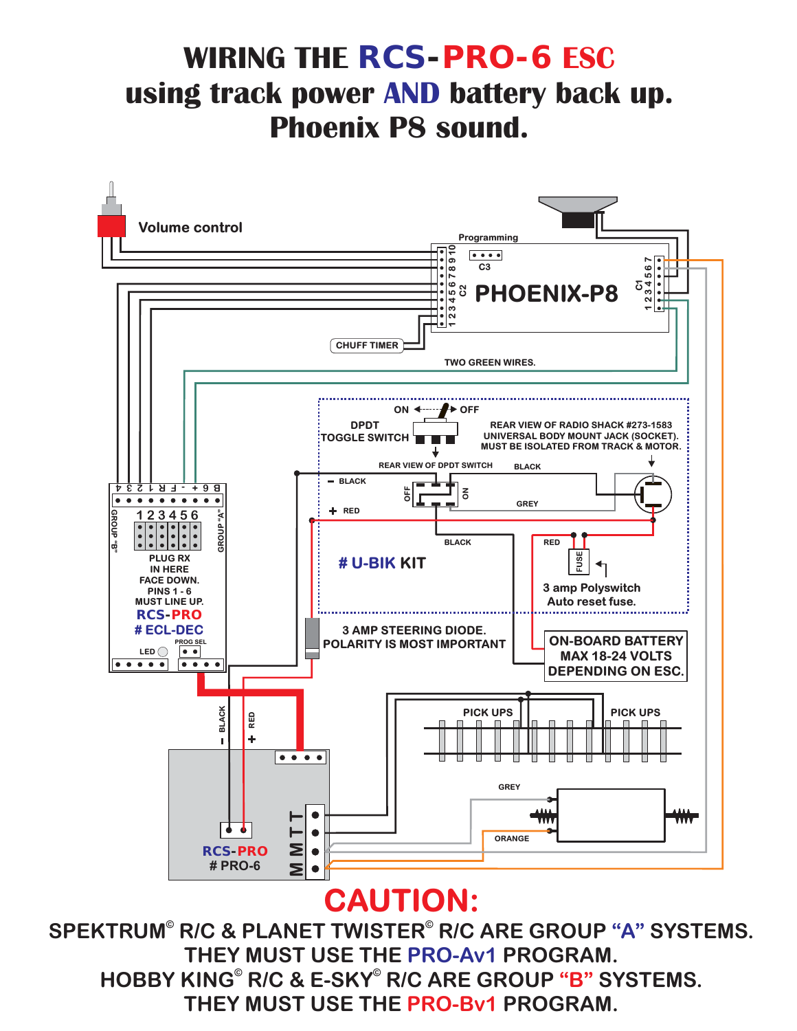# WIRING THE RCS-PRO-6 ESC using track power AND battery back up. Phoenix P8 sound.

Volume control

Programming

C3

PHOENIX-P8

C2 1 2 3 4 5 6 7 8 9 10

C1 1 2 3 4 5 6 7

CHUFF TIMER

TWO GREEN WIRES.

ON OFF

DPDT TOGGLE SWITCH

REAR VIEW OF RADIO SHACK #273-1583 UNIVERSAL BODY MOUNT JACK (SOCKET). MUST BE ISOLATED FROM TRACK & MOTOR.

REAR VIEW OF DPDT SWITCH

BLACK

− BLACK

OFF ON

GREY

+ RED

BLACK

RED

FUSE

# U-BIK KIT

3 amp Polyswitch Auto reset fuse.

4 3 2 1 R F − + 6 B

GROUP "B" 1 2 3 4 5 6 GROUP "A"

PLUG RX IN HERE FACE DOWN. PINS 1 - 6 MUST LINE UP.

RCS-PRO # ECL-DEC

PROG SEL

LED

3 AMP STEERING DIODE. POLARITY IS MOST IMPORTANT

ON-BOARD BATTERY MAX 18-24 VOLTS DEPENDING ON ESC.

− BLACK

+ RED

PICK UPS

PICK UPS

GREY

ORANGE

RCS-PRO # PRO-6

T T M M

## CAUTION:

SPEKTRUM© R/C & PLANET TWISTER© R/C ARE GROUP "A" SYSTEMS. THEY MUST USE THE PRO-Av1 PROGRAM.

HOBBY KING© R/C & E-SKY© R/C ARE GROUP "B" SYSTEMS. THEY MUST USE THE PRO-Bv1 PROGRAM.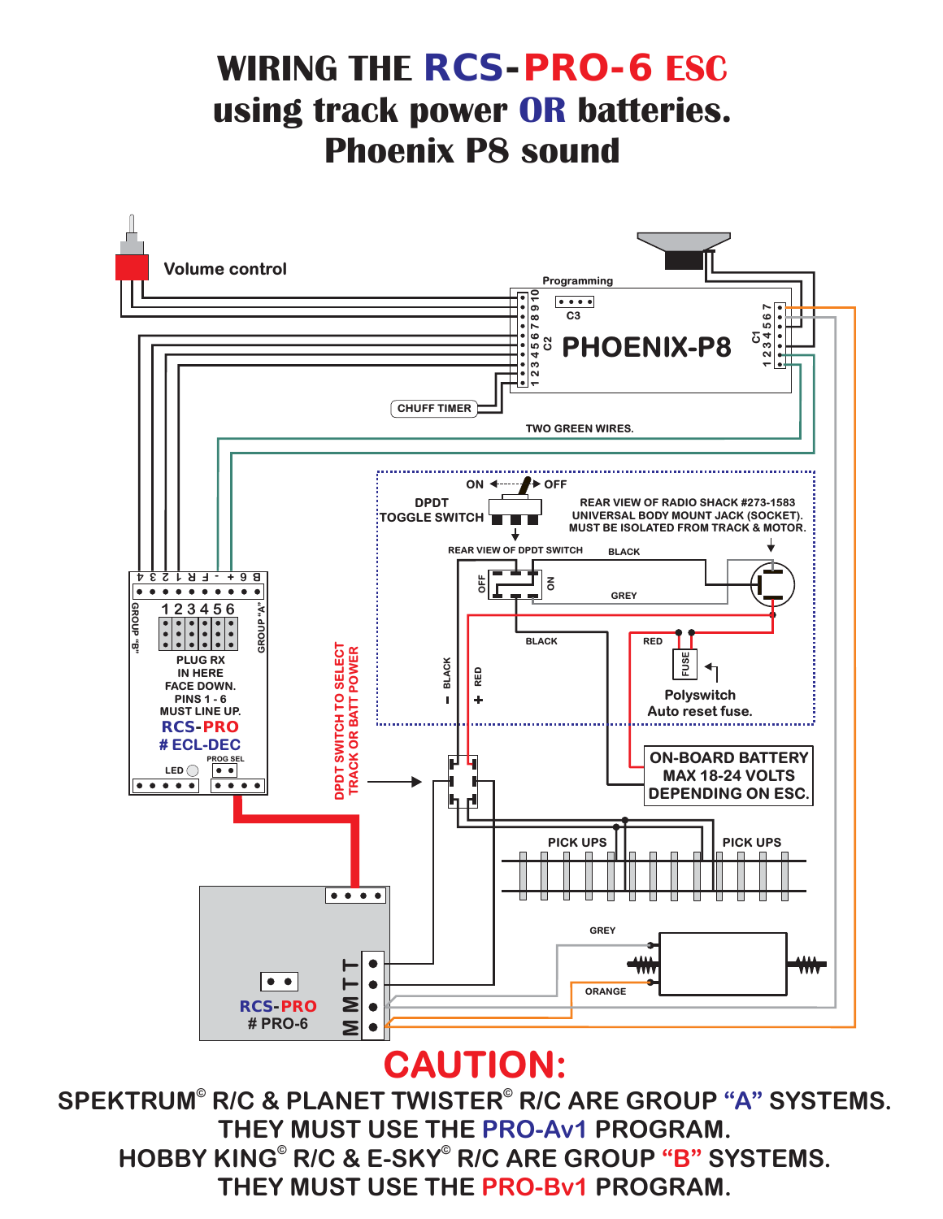# WIRING THE RCS-PRO-6 ESC using track power OR batteries. Phoenix P8 sound

Volume control

Programming

C3

C2

PHOENIX-P8

C1 1 2 3 4 5 6 7

1 2 3 4 5 6 7 8 9 10

CHUFF TIMER

TWO GREEN WIRES.

ON ← → OFF

DPDT TOGGLE SWITCH

REAR VIEW OF RADIO SHACK #273-1583 UNIVERSAL BODY MOUNT JACK (SOCKET). MUST BE ISOLATED FROM TRACK & MOTOR.

REAR VIEW OF DPDT SWITCH

BLACK

OFF ON

GREY

BLACK

RED

FUSE

Polyswitch Auto reset fuse.

– BLACK

+ RED

4 3 2 1 R F - + 6 B

GROUP "B"

1 2 3 4 5 6

GROUP "A"

PLUG RX IN HERE FACE DOWN. PINS 1 - 6 MUST LINE UP.

RCS-PRO # ECL-DEC

LED

PROG SEL

DPDT SWITCH TO SELECT TRACK OR BATT POWER

ON-BOARD BATTERY MAX 18-24 VOLTS DEPENDING ON ESC.

PICK UPS

PICK UPS

GREY

ORANGE

RCS-PRO # PRO-6

T T M M

# CAUTION:

SPEKTRUM© R/C & PLANET TWISTER© R/C ARE GROUP "A" SYSTEMS. THEY MUST USE THE PRO-Av1 PROGRAM.

HOBBY KING© R/C & E-SKY© R/C ARE GROUP "B" SYSTEMS. THEY MUST USE THE PRO-Bv1 PROGRAM.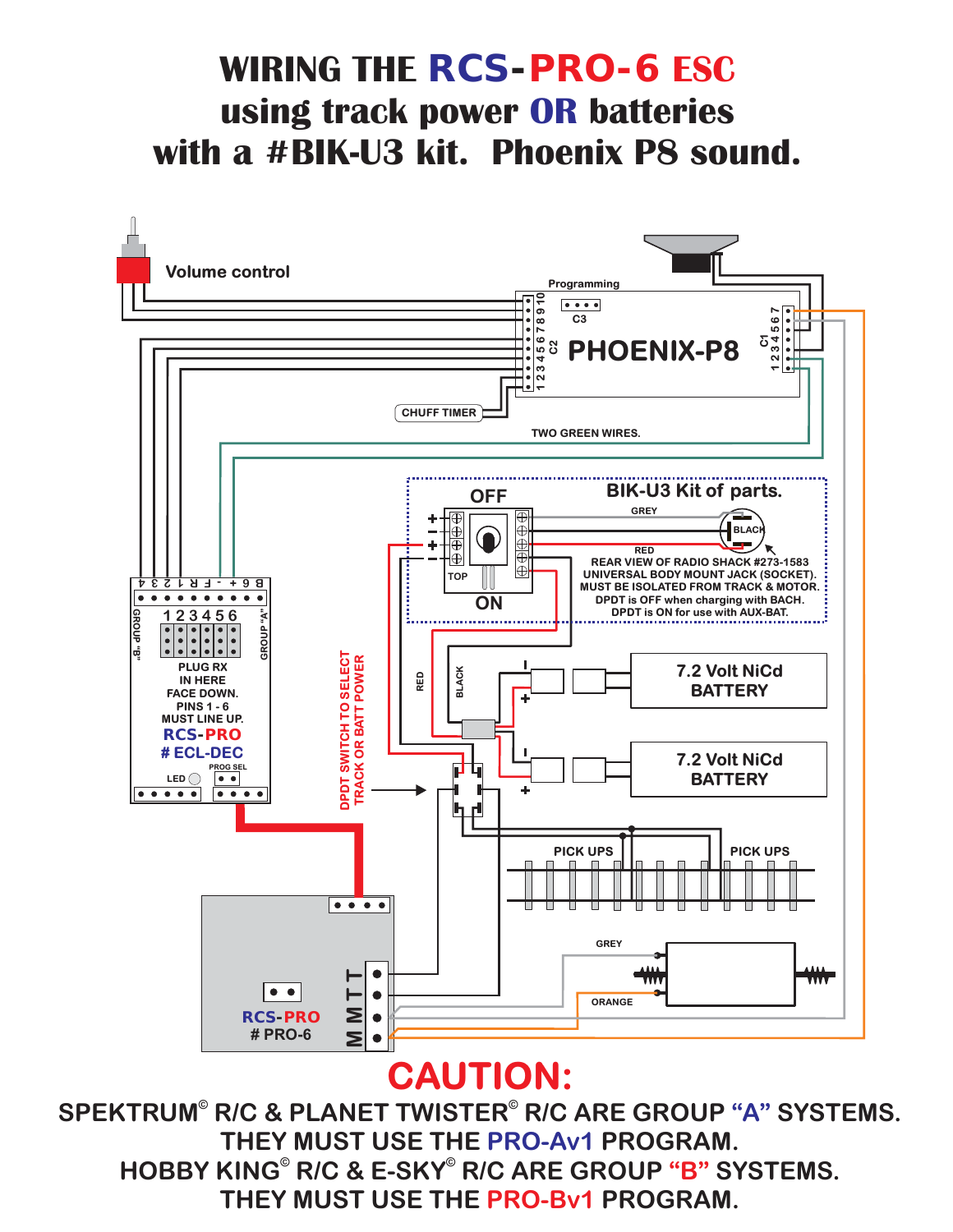# WIRING THE RCS-PRO-6 ESC using track power OR batteries with a #BIK-U3 kit. Phoenix P8 sound.

Volume control

Programming

C3

PHOENIX-P8

C2

C1

1 2 3 4 5 6 7 8 9 10

1 2 3 4 5 6 7

CHUFF TIMER

TWO GREEN WIRES.

OFF

BIK-U3 Kit of parts.

GREY

BLACK

RED

TOP

ON

REAR VIEW OF RADIO SHACK #273-1583
UNIVERSAL BODY MOUNT JACK (SOCKET).
MUST BE ISOLATED FROM TRACK & MOTOR.
DPDT is OFF when charging with BACH.
DPDT is ON for use with AUX-BAT.

4 3 2 1 R F - + 6 B

GROUP "B"

1 2 3 4 5 6

GROUP "A"

PLUG RX
IN HERE
FACE DOWN.
PINS 1 - 6
MUST LINE UP.

RCS-PRO
# ECL-DEC

LED

PROG SEL

DPDT SWITCH TO SELECT
TRACK OR BATT POWER

RED

BLACK

7.2 Volt NiCd
BATTERY

7.2 Volt NiCd
BATTERY

PICK UPS

PICK UPS

GREY

ORANGE

RCS-PRO
# PRO-6

T T M M

# CAUTION:

SPEKTRUM© R/C & PLANET TWISTER© R/C ARE GROUP "A" SYSTEMS.
THEY MUST USE THE PRO-Av1 PROGRAM.
HOBBY KING© R/C & E-SKY© R/C ARE GROUP "B" SYSTEMS.
THEY MUST USE THE PRO-Bv1 PROGRAM.